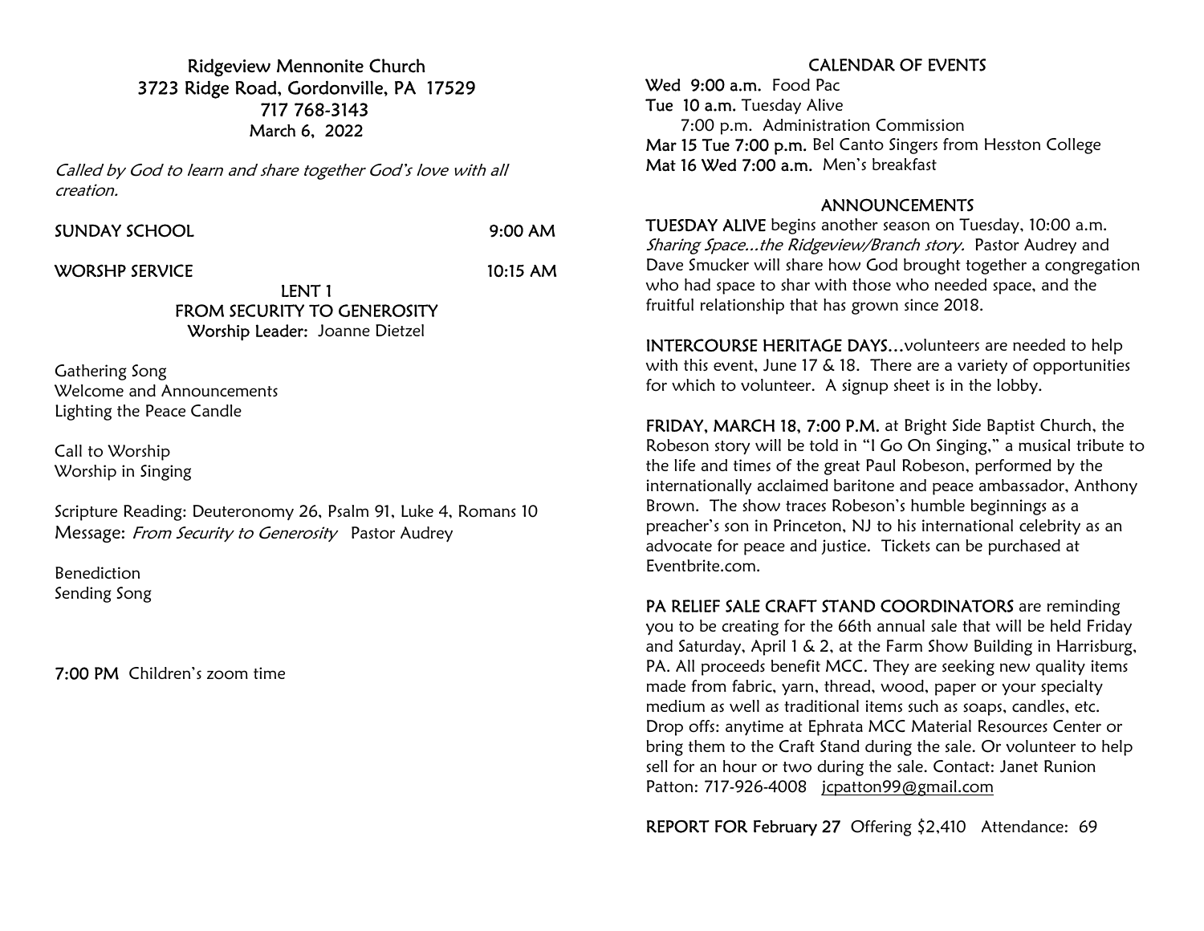# Ridgeview Mennonite Church

**3723 Ridge Road, Gordonville, PA 17529**
**717 768-3143**
**March 6, 2022**

*Called by God to learn and share together God's love with all creation.*

SUNDAY SCHOOL 9:00 AM

WORSHP SERVICE 10:15 AM

## LENT 1
## FROM SECURITY TO GENEROSITY

**Worship Leader:** Joanne Dietzel

Gathering Song
Welcome and Announcements
Lighting the Peace Candle

Call to Worship
Worship in Singing

Scripture Reading: Deuteronomy 26, Psalm 91, Luke 4, Romans 10
Message: *From Security to Generosity* Pastor Audrey

Benediction
Sending Song

**7:00 PM** Children's zoom time

## CALENDAR OF EVENTS

**Wed 9:00 a.m.** Food Pac
**Tue 10 a.m.** Tuesday Alive
7:00 p.m. Administration Commission
**Mar 15 Tue 7:00 p.m.** Bel Canto Singers from Hesston College
**Mat 16 Wed 7:00 a.m.** Men's breakfast

## ANNOUNCEMENTS

**TUESDAY ALIVE** begins another season on Tuesday, 10:00 a.m. *Sharing Space…the Ridgeview/Branch story.* Pastor Audrey and Dave Smucker will share how God brought together a congregation who had space to shar with those who needed space, and the fruitful relationship that has grown since 2018.

**INTERCOURSE HERITAGE DAYS…**volunteers are needed to help with this event, June 17 & 18. There are a variety of opportunities for which to volunteer. A signup sheet is in the lobby.

**FRIDAY, MARCH 18, 7:00 P.M.** at Bright Side Baptist Church, the Robeson story will be told in "I Go On Singing," a musical tribute to the life and times of the great Paul Robeson, performed by the internationally acclaimed baritone and peace ambassador, Anthony Brown. The show traces Robeson's humble beginnings as a preacher's son in Princeton, NJ to his international celebrity as an advocate for peace and justice. Tickets can be purchased at Eventbrite.com.

**PA RELIEF SALE CRAFT STAND COORDINATORS** are reminding you to be creating for the 66th annual sale that will be held Friday and Saturday, April 1 & 2, at the Farm Show Building in Harrisburg, PA. All proceeds benefit MCC. They are seeking new quality items made from fabric, yarn, thread, wood, paper or your specialty medium as well as traditional items such as soaps, candles, etc. Drop offs: anytime at Ephrata MCC Material Resources Center or bring them to the Craft Stand during the sale. Or volunteer to help sell for an hour or two during the sale. Contact: Janet Runion Patton: 717-926-4008 jcpatton99@gmail.com

**REPORT FOR February 27** Offering $2,410 Attendance: 69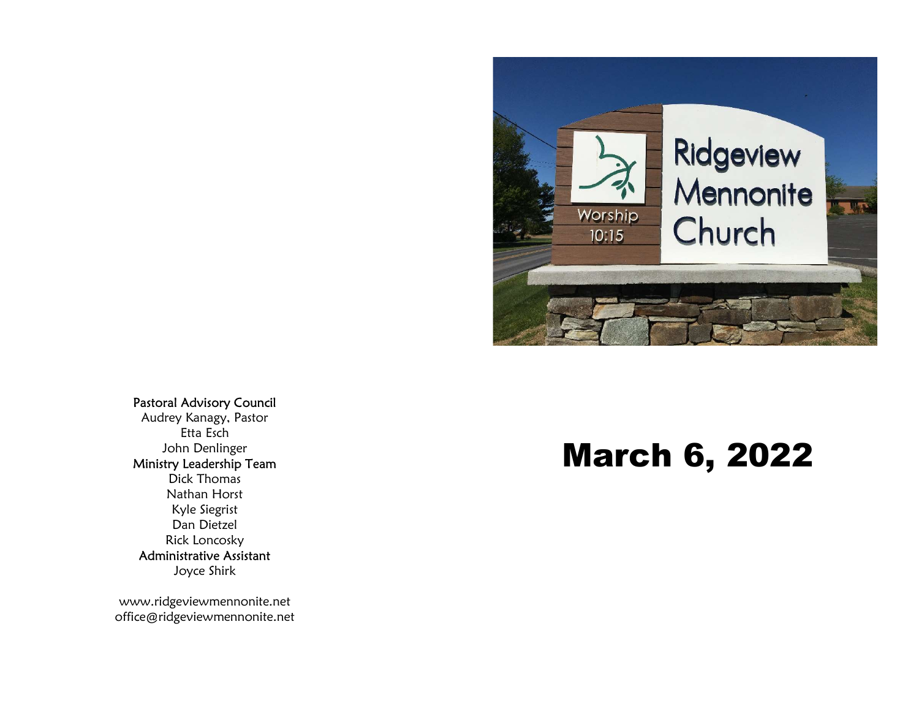**Pastoral Advisory Council**
Audrey Kanagy, Pastor
Etta Esch
John Denlinger
**Ministry Leadership Team**
Dick Thomas
Nathan Horst
Kyle Siegrist
Dan Dietzel
Rick Loncosky
**Administrative Assistant**
Joyce Shirk

www.ridgeviewmennonite.net
office@ridgeviewmennonite.net

# March 6, 2022